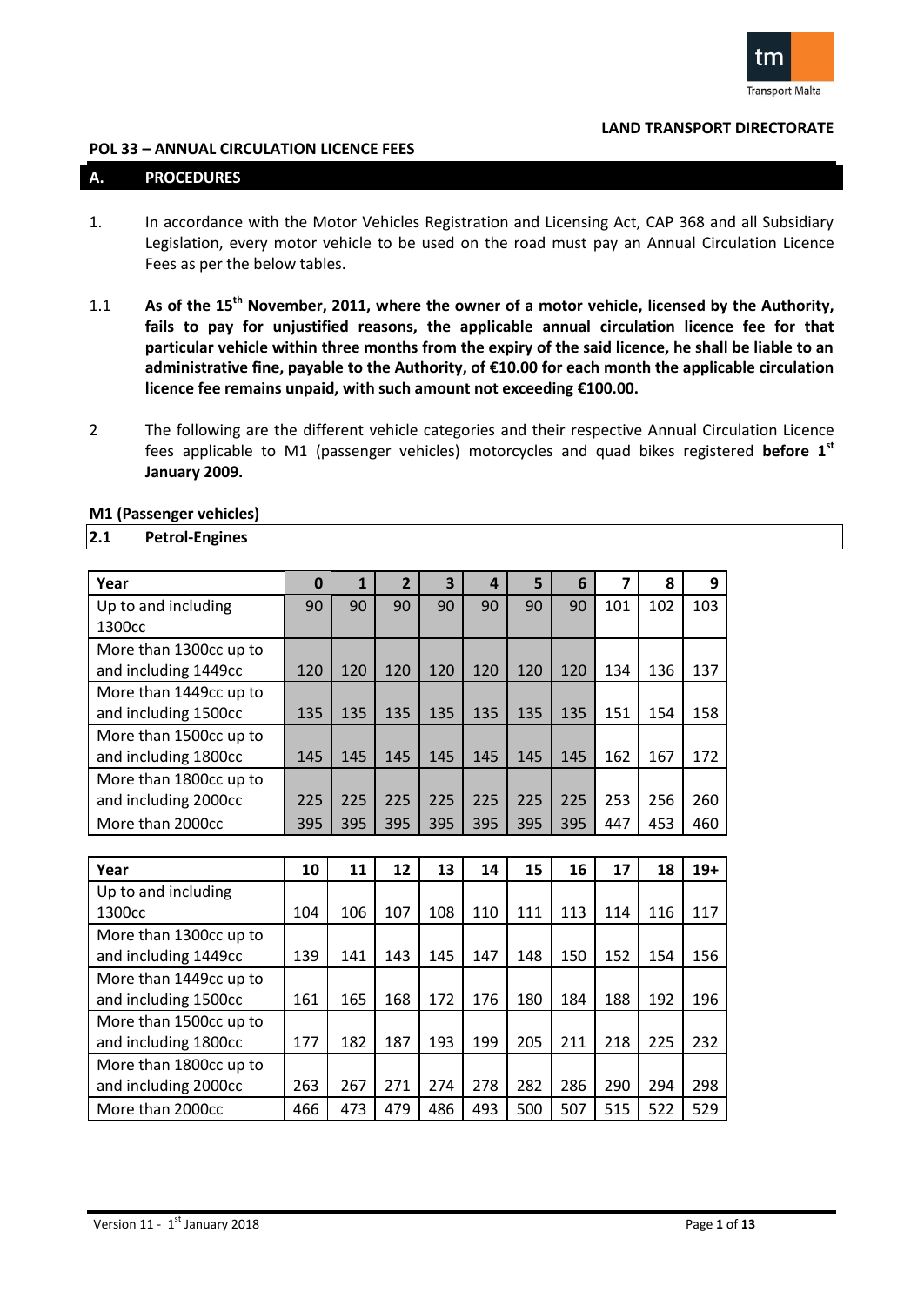LAND TRANSPORT DIRECTORATE

## POL 33 – ANNUAL CIRCULATION LICENCE FEES

## A. PROCEDURES

1. In accordance with the Motor Vehicles Registration and Licensing Act, CAP 368 and all Subsidiary Legislation, every motor vehicle to be used on the road must pay an Annual Circulation Licence Fees as per the below tables.

1.1 **As of the 15th November, 2011, where the owner of a motor vehicle, licensed by the Authority, fails to pay for unjustified reasons, the applicable annual circulation licence fee for that particular vehicle within three months from the expiry of the said licence, he shall be liable to an administrative fine, payable to the Authority, of €10.00 for each month the applicable circulation licence fee remains unpaid, with such amount not exceeding €100.00.**

2 The following are the different vehicle categories and their respective Annual Circulation Licence fees applicable to M1 (passenger vehicles) motorcycles and quad bikes registered **before 1st January 2009.**

### M1 (Passenger vehicles)

### 2.1 Petrol-Engines

| Year | 0 | 1 | 2 | 3 | 4 | 5 | 6 | 7 | 8 | 9 |
|---|---|---|---|---|---|---|---|---|---|---|
| Up to and including 1300cc | 90 | 90 | 90 | 90 | 90 | 90 | 90 | 101 | 102 | 103 |
| More than 1300cc up to and including 1449cc | 120 | 120 | 120 | 120 | 120 | 120 | 120 | 134 | 136 | 137 |
| More than 1449cc up to and including 1500cc | 135 | 135 | 135 | 135 | 135 | 135 | 135 | 151 | 154 | 158 |
| More than 1500cc up to and including 1800cc | 145 | 145 | 145 | 145 | 145 | 145 | 145 | 162 | 167 | 172 |
| More than 1800cc up to and including 2000cc | 225 | 225 | 225 | 225 | 225 | 225 | 225 | 253 | 256 | 260 |
| More than 2000cc | 395 | 395 | 395 | 395 | 395 | 395 | 395 | 447 | 453 | 460 |

| Year | 10 | 11 | 12 | 13 | 14 | 15 | 16 | 17 | 18 | 19+ |
|---|---|---|---|---|---|---|---|---|---|---|
| Up to and including 1300cc | 104 | 106 | 107 | 108 | 110 | 111 | 113 | 114 | 116 | 117 |
| More than 1300cc up to and including 1449cc | 139 | 141 | 143 | 145 | 147 | 148 | 150 | 152 | 154 | 156 |
| More than 1449cc up to and including 1500cc | 161 | 165 | 168 | 172 | 176 | 180 | 184 | 188 | 192 | 196 |
| More than 1500cc up to and including 1800cc | 177 | 182 | 187 | 193 | 199 | 205 | 211 | 218 | 225 | 232 |
| More than 1800cc up to and including 2000cc | 263 | 267 | 271 | 274 | 278 | 282 | 286 | 290 | 294 | 298 |
| More than 2000cc | 466 | 473 | 479 | 486 | 493 | 500 | 507 | 515 | 522 | 529 |

Version 11 - 1st January 2018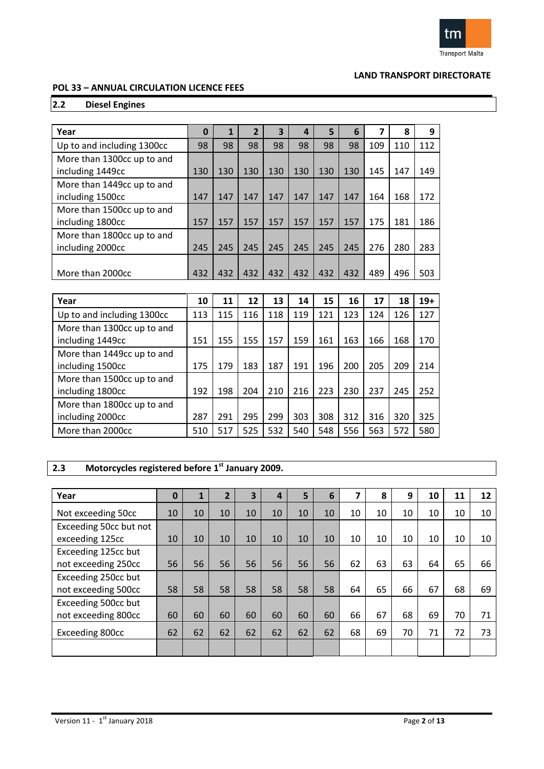**LAND TRANSPORT DIRECTORATE**

**POL 33 – ANNUAL CIRCULATION LICENCE FEES**

## 2.2 Diesel Engines

| Year | 0 | 1 | 2 | 3 | 4 | 5 | 6 | 7 | 8 | 9 |
|---|---|---|---|---|---|---|---|---|---|---|
| Up to and including 1300cc | 98 | 98 | 98 | 98 | 98 | 98 | 98 | 109 | 110 | 112 |
| More than 1300cc up to and including 1449cc | 130 | 130 | 130 | 130 | 130 | 130 | 130 | 145 | 147 | 149 |
| More than 1449cc up to and including 1500cc | 147 | 147 | 147 | 147 | 147 | 147 | 147 | 164 | 168 | 172 |
| More than 1500cc up to and including 1800cc | 157 | 157 | 157 | 157 | 157 | 157 | 157 | 175 | 181 | 186 |
| More than 1800cc up to and including 2000cc | 245 | 245 | 245 | 245 | 245 | 245 | 245 | 276 | 280 | 283 |
| More than 2000cc | 432 | 432 | 432 | 432 | 432 | 432 | 432 | 489 | 496 | 503 |

| Year | 10 | 11 | 12 | 13 | 14 | 15 | 16 | 17 | 18 | 19+ |
|---|---|---|---|---|---|---|---|---|---|---|
| Up to and including 1300cc | 113 | 115 | 116 | 118 | 119 | 121 | 123 | 124 | 126 | 127 |
| More than 1300cc up to and including 1449cc | 151 | 155 | 155 | 157 | 159 | 161 | 163 | 166 | 168 | 170 |
| More than 1449cc up to and including 1500cc | 175 | 179 | 183 | 187 | 191 | 196 | 200 | 205 | 209 | 214 |
| More than 1500cc up to and including 1800cc | 192 | 198 | 204 | 210 | 216 | 223 | 230 | 237 | 245 | 252 |
| More than 1800cc up to and including 2000cc | 287 | 291 | 295 | 299 | 303 | 308 | 312 | 316 | 320 | 325 |
| More than 2000cc | 510 | 517 | 525 | 532 | 540 | 548 | 556 | 563 | 572 | 580 |

## 2.3 Motorcycles registered before 1st January 2009.

| Year | 0 | 1 | 2 | 3 | 4 | 5 | 6 | 7 | 8 | 9 | 10 | 11 | 12 |
|---|---|---|---|---|---|---|---|---|---|---|---|---|---|
| Not exceeding 50cc | 10 | 10 | 10 | 10 | 10 | 10 | 10 | 10 | 10 | 10 | 10 | 10 | 10 |
| Exceeding 50cc but not exceeding 125cc | 10 | 10 | 10 | 10 | 10 | 10 | 10 | 10 | 10 | 10 | 10 | 10 | 10 |
| Exceeding 125cc but not exceeding 250cc | 56 | 56 | 56 | 56 | 56 | 56 | 56 | 62 | 63 | 63 | 64 | 65 | 66 |
| Exceeding 250cc but not exceeding 500cc | 58 | 58 | 58 | 58 | 58 | 58 | 58 | 64 | 65 | 66 | 67 | 68 | 69 |
| Exceeding 500cc but not exceeding 800cc | 60 | 60 | 60 | 60 | 60 | 60 | 60 | 66 | 67 | 68 | 69 | 70 | 71 |
| Exceeding 800cc | 62 | 62 | 62 | 62 | 62 | 62 | 62 | 68 | 69 | 70 | 71 | 72 | 73 |
| | | | | | | | | | | | | | |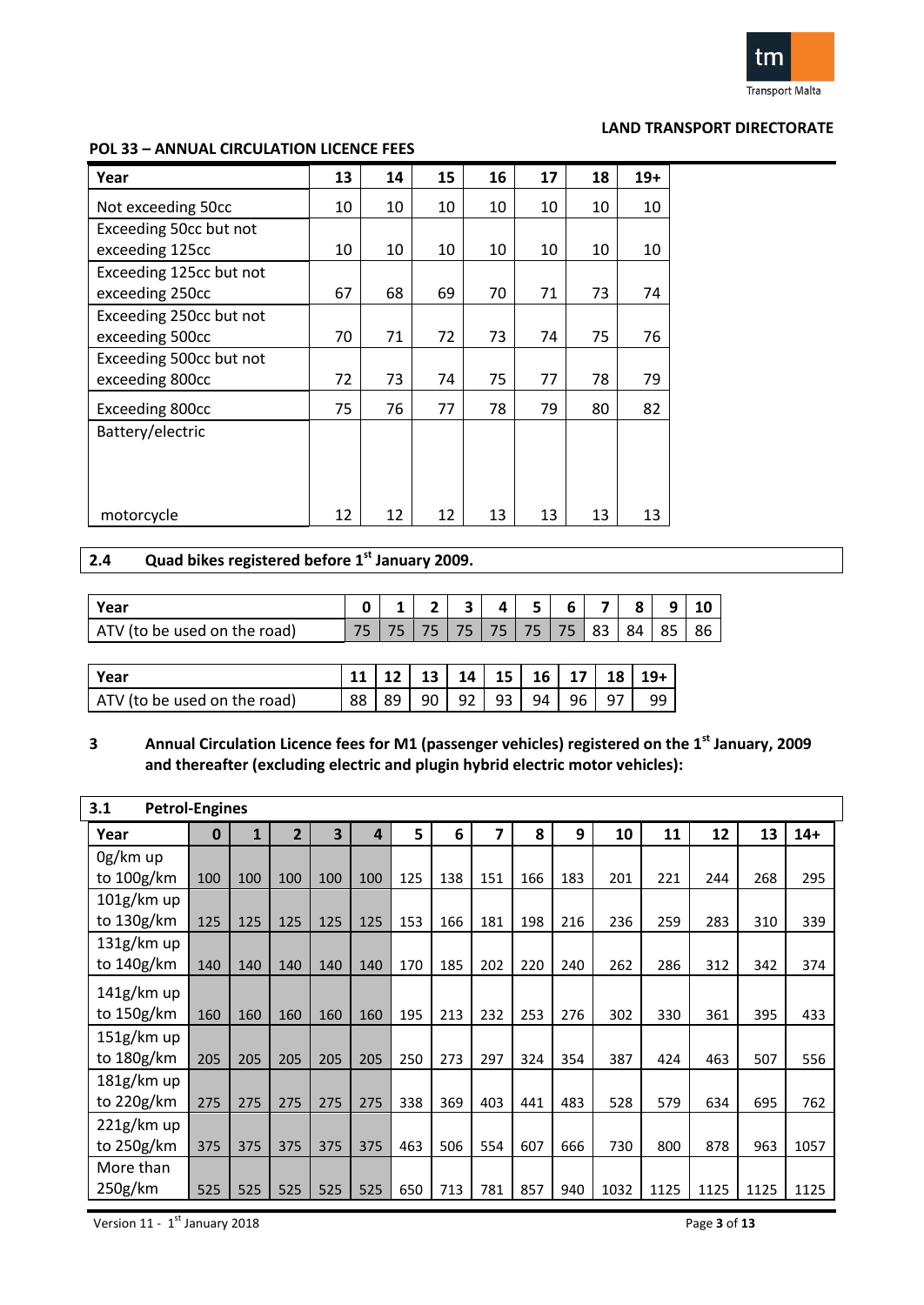LAND TRANSPORT DIRECTORATE

**POL 33 – ANNUAL CIRCULATION LICENCE FEES**

| Year | 13 | 14 | 15 | 16 | 17 | 18 | 19+ |
|---|---|---|---|---|---|---|---|
| Not exceeding 50cc | 10 | 10 | 10 | 10 | 10 | 10 | 10 |
| Exceeding 50cc but not exceeding 125cc | 10 | 10 | 10 | 10 | 10 | 10 | 10 |
| Exceeding 125cc but not exceeding 250cc | 67 | 68 | 69 | 70 | 71 | 73 | 74 |
| Exceeding 250cc but not exceeding 500cc | 70 | 71 | 72 | 73 | 74 | 75 | 76 |
| Exceeding 500cc but not exceeding 800cc | 72 | 73 | 74 | 75 | 77 | 78 | 79 |
| Exceeding 800cc | 75 | 76 | 77 | 78 | 79 | 80 | 82 |
| Battery/electric motorcycle | 12 | 12 | 12 | 13 | 13 | 13 | 13 |

## 2.4 Quad bikes registered before 1st January 2009.

| Year | 0 | 1 | 2 | 3 | 4 | 5 | 6 | 7 | 8 | 9 | 10 |
|---|---|---|---|---|---|---|---|---|---|---|---|
| ATV (to be used on the road) | 75 | 75 | 75 | 75 | 75 | 75 | 75 | 83 | 84 | 85 | 86 |

| Year | 11 | 12 | 13 | 14 | 15 | 16 | 17 | 18 | 19+ |
|---|---|---|---|---|---|---|---|---|---|
| ATV (to be used on the road) | 88 | 89 | 90 | 92 | 93 | 94 | 96 | 97 | 99 |

## 3 Annual Circulation Licence fees for M1 (passenger vehicles) registered on the 1st January, 2009 and thereafter (excluding electric and plugin hybrid electric motor vehicles):

### 3.1 Petrol-Engines

| Year | 0 | 1 | 2 | 3 | 4 | 5 | 6 | 7 | 8 | 9 | 10 | 11 | 12 | 13 | 14+ |
|---|---|---|---|---|---|---|---|---|---|---|---|---|---|---|---|
| 0g/km up to 100g/km | 100 | 100 | 100 | 100 | 100 | 125 | 138 | 151 | 166 | 183 | 201 | 221 | 244 | 268 | 295 |
| 101g/km up to 130g/km | 125 | 125 | 125 | 125 | 125 | 153 | 166 | 181 | 198 | 216 | 236 | 259 | 283 | 310 | 339 |
| 131g/km up to 140g/km | 140 | 140 | 140 | 140 | 140 | 170 | 185 | 202 | 220 | 240 | 262 | 286 | 312 | 342 | 374 |
| 141g/km up to 150g/km | 160 | 160 | 160 | 160 | 160 | 195 | 213 | 232 | 253 | 276 | 302 | 330 | 361 | 395 | 433 |
| 151g/km up to 180g/km | 205 | 205 | 205 | 205 | 205 | 250 | 273 | 297 | 324 | 354 | 387 | 424 | 463 | 507 | 556 |
| 181g/km up to 220g/km | 275 | 275 | 275 | 275 | 275 | 338 | 369 | 403 | 441 | 483 | 528 | 579 | 634 | 695 | 762 |
| 221g/km up to 250g/km | 375 | 375 | 375 | 375 | 375 | 463 | 506 | 554 | 607 | 666 | 730 | 800 | 878 | 963 | 1057 |
| More than 250g/km | 525 | 525 | 525 | 525 | 525 | 650 | 713 | 781 | 857 | 940 | 1032 | 1125 | 1125 | 1125 | 1125 |

Version 11 - 1st January 2018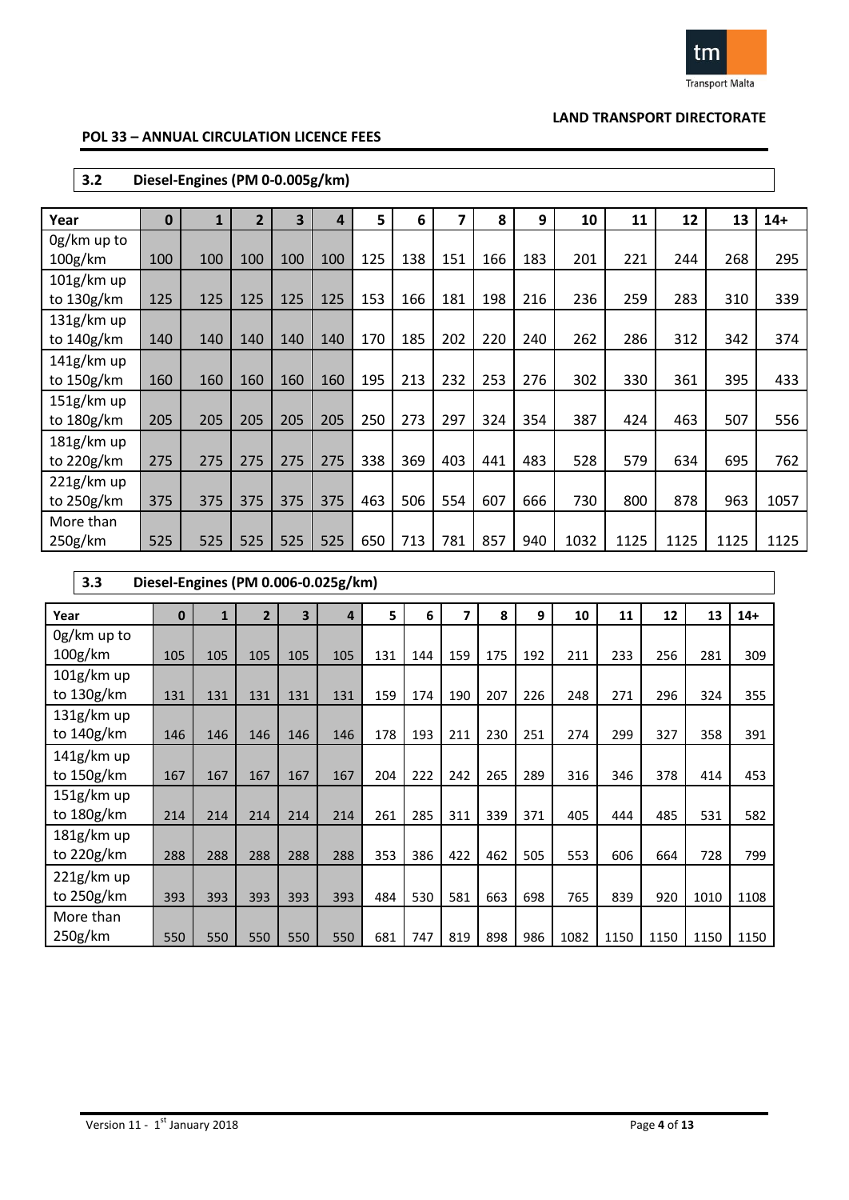LAND TRANSPORT DIRECTORATE

**POL 33 – ANNUAL CIRCULATION LICENCE FEES**

### 3.2 Diesel-Engines (PM 0-0.005g/km)

| Year | 0 | 1 | 2 | 3 | 4 | 5 | 6 | 7 | 8 | 9 | 10 | 11 | 12 | 13 | 14+ |
|---|---|---|---|---|---|---|---|---|---|---|---|---|---|---|---|
| 0g/km up to 100g/km | 100 | 100 | 100 | 100 | 100 | 125 | 138 | 151 | 166 | 183 | 201 | 221 | 244 | 268 | 295 |
| 101g/km up to 130g/km | 125 | 125 | 125 | 125 | 125 | 153 | 166 | 181 | 198 | 216 | 236 | 259 | 283 | 310 | 339 |
| 131g/km up to 140g/km | 140 | 140 | 140 | 140 | 140 | 170 | 185 | 202 | 220 | 240 | 262 | 286 | 312 | 342 | 374 |
| 141g/km up to 150g/km | 160 | 160 | 160 | 160 | 160 | 195 | 213 | 232 | 253 | 276 | 302 | 330 | 361 | 395 | 433 |
| 151g/km up to 180g/km | 205 | 205 | 205 | 205 | 205 | 250 | 273 | 297 | 324 | 354 | 387 | 424 | 463 | 507 | 556 |
| 181g/km up to 220g/km | 275 | 275 | 275 | 275 | 275 | 338 | 369 | 403 | 441 | 483 | 528 | 579 | 634 | 695 | 762 |
| 221g/km up to 250g/km | 375 | 375 | 375 | 375 | 375 | 463 | 506 | 554 | 607 | 666 | 730 | 800 | 878 | 963 | 1057 |
| More than 250g/km | 525 | 525 | 525 | 525 | 525 | 650 | 713 | 781 | 857 | 940 | 1032 | 1125 | 1125 | 1125 | 1125 |

### 3.3 Diesel-Engines (PM 0.006-0.025g/km)

| Year | 0 | 1 | 2 | 3 | 4 | 5 | 6 | 7 | 8 | 9 | 10 | 11 | 12 | 13 | 14+ |
|---|---|---|---|---|---|---|---|---|---|---|---|---|---|---|---|
| 0g/km up to 100g/km | 105 | 105 | 105 | 105 | 105 | 131 | 144 | 159 | 175 | 192 | 211 | 233 | 256 | 281 | 309 |
| 101g/km up to 130g/km | 131 | 131 | 131 | 131 | 131 | 159 | 174 | 190 | 207 | 226 | 248 | 271 | 296 | 324 | 355 |
| 131g/km up to 140g/km | 146 | 146 | 146 | 146 | 146 | 178 | 193 | 211 | 230 | 251 | 274 | 299 | 327 | 358 | 391 |
| 141g/km up to 150g/km | 167 | 167 | 167 | 167 | 167 | 204 | 222 | 242 | 265 | 289 | 316 | 346 | 378 | 414 | 453 |
| 151g/km up to 180g/km | 214 | 214 | 214 | 214 | 214 | 261 | 285 | 311 | 339 | 371 | 405 | 444 | 485 | 531 | 582 |
| 181g/km up to 220g/km | 288 | 288 | 288 | 288 | 288 | 353 | 386 | 422 | 462 | 505 | 553 | 606 | 664 | 728 | 799 |
| 221g/km up to 250g/km | 393 | 393 | 393 | 393 | 393 | 484 | 530 | 581 | 663 | 698 | 765 | 839 | 920 | 1010 | 1108 |
| More than 250g/km | 550 | 550 | 550 | 550 | 550 | 681 | 747 | 819 | 898 | 986 | 1082 | 1150 | 1150 | 1150 | 1150 |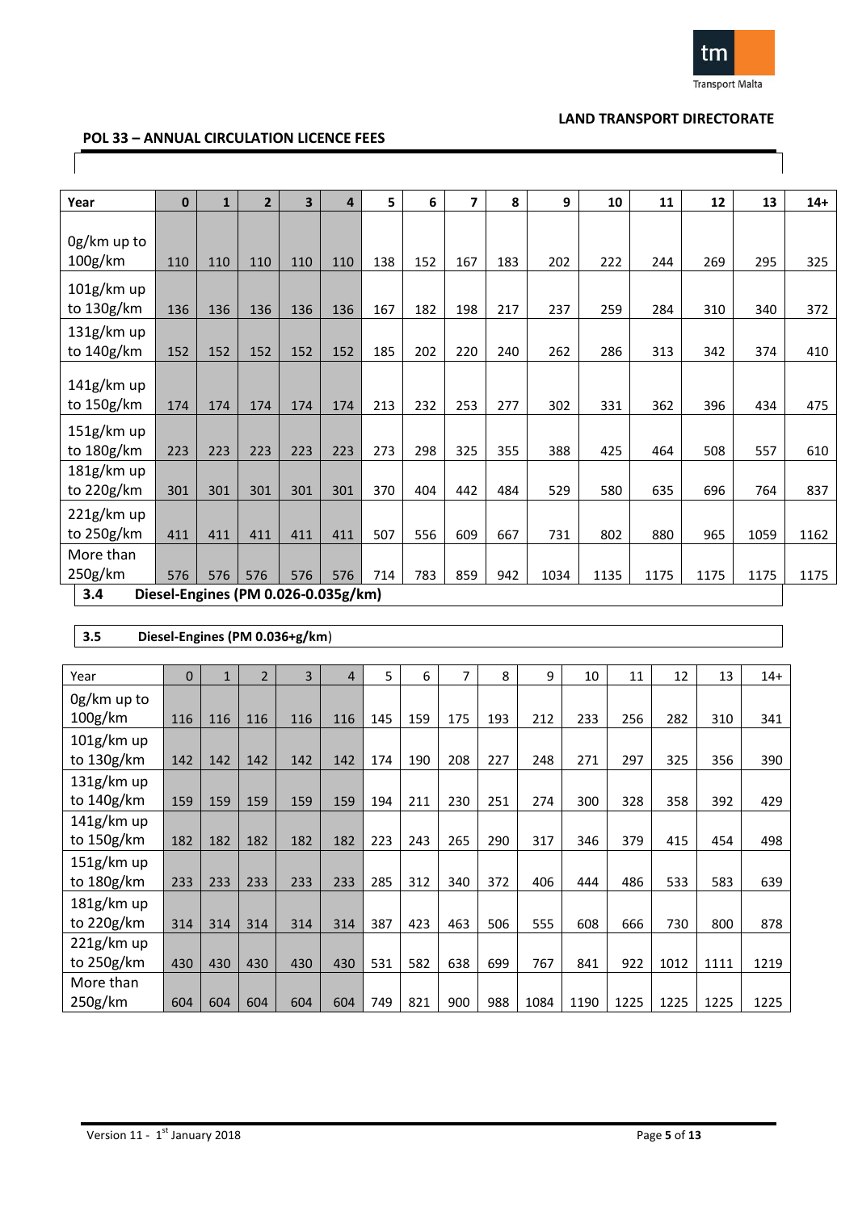**POL 33 – ANNUAL CIRCULATION LICENCE FEES**

| Year | 0 | 1 | 2 | 3 | 4 | 5 | 6 | 7 | 8 | 9 | 10 | 11 | 12 | 13 | 14+ |
|---|---|---|---|---|---|---|---|---|---|---|---|---|---|---|---|
| 0g/km up to 100g/km | 110 | 110 | 110 | 110 | 110 | 138 | 152 | 167 | 183 | 202 | 222 | 244 | 269 | 295 | 325 |
| 101g/km up to 130g/km | 136 | 136 | 136 | 136 | 136 | 167 | 182 | 198 | 217 | 237 | 259 | 284 | 310 | 340 | 372 |
| 131g/km up to 140g/km | 152 | 152 | 152 | 152 | 152 | 185 | 202 | 220 | 240 | 262 | 286 | 313 | 342 | 374 | 410 |
| 141g/km up to 150g/km | 174 | 174 | 174 | 174 | 174 | 213 | 232 | 253 | 277 | 302 | 331 | 362 | 396 | 434 | 475 |
| 151g/km up to 180g/km | 223 | 223 | 223 | 223 | 223 | 273 | 298 | 325 | 355 | 388 | 425 | 464 | 508 | 557 | 610 |
| 181g/km up to 220g/km | 301 | 301 | 301 | 301 | 301 | 370 | 404 | 442 | 484 | 529 | 580 | 635 | 696 | 764 | 837 |
| 221g/km up to 250g/km | 411 | 411 | 411 | 411 | 411 | 507 | 556 | 609 | 667 | 731 | 802 | 880 | 965 | 1059 | 1162 |
| More than 250g/km | 576 | 576 | 576 | 576 | 576 | 714 | 783 | 859 | 942 | 1034 | 1135 | 1175 | 1175 | 1175 | 1175 |

### 3.4 Diesel-Engines (PM 0.026-0.035g/km)

### 3.5 Diesel-Engines (PM 0.036+g/km)

| Year | 0 | 1 | 2 | 3 | 4 | 5 | 6 | 7 | 8 | 9 | 10 | 11 | 12 | 13 | 14+ |
|---|---|---|---|---|---|---|---|---|---|---|---|---|---|---|---|
| 0g/km up to 100g/km | 116 | 116 | 116 | 116 | 116 | 145 | 159 | 175 | 193 | 212 | 233 | 256 | 282 | 310 | 341 |
| 101g/km up to 130g/km | 142 | 142 | 142 | 142 | 142 | 174 | 190 | 208 | 227 | 248 | 271 | 297 | 325 | 356 | 390 |
| 131g/km up to 140g/km | 159 | 159 | 159 | 159 | 159 | 194 | 211 | 230 | 251 | 274 | 300 | 328 | 358 | 392 | 429 |
| 141g/km up to 150g/km | 182 | 182 | 182 | 182 | 182 | 223 | 243 | 265 | 290 | 317 | 346 | 379 | 415 | 454 | 498 |
| 151g/km up to 180g/km | 233 | 233 | 233 | 233 | 233 | 285 | 312 | 340 | 372 | 406 | 444 | 486 | 533 | 583 | 639 |
| 181g/km up to 220g/km | 314 | 314 | 314 | 314 | 314 | 387 | 423 | 463 | 506 | 555 | 608 | 666 | 730 | 800 | 878 |
| 221g/km up to 250g/km | 430 | 430 | 430 | 430 | 430 | 531 | 582 | 638 | 699 | 767 | 841 | 922 | 1012 | 1111 | 1219 |
| More than 250g/km | 604 | 604 | 604 | 604 | 604 | 749 | 821 | 900 | 988 | 1084 | 1190 | 1225 | 1225 | 1225 | 1225 |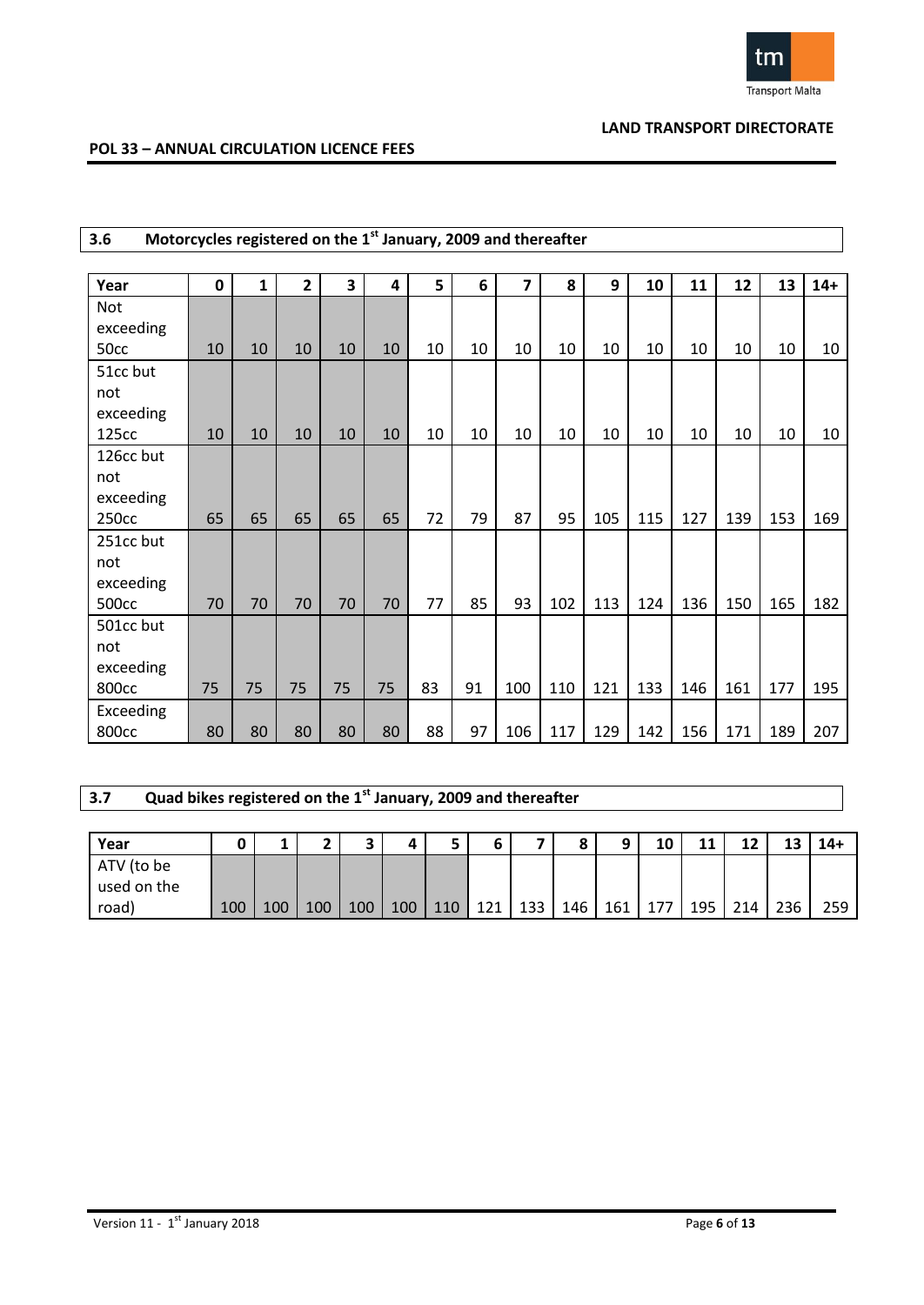## 3.6 Motorcycles registered on the 1st January, 2009 and thereafter

| Year | 0 | 1 | 2 | 3 | 4 | 5 | 6 | 7 | 8 | 9 | 10 | 11 | 12 | 13 | 14+ |
|---|---|---|---|---|---|---|---|---|---|---|---|---|---|---|---|
| Not exceeding 50cc | 10 | 10 | 10 | 10 | 10 | 10 | 10 | 10 | 10 | 10 | 10 | 10 | 10 | 10 | 10 |
| 51cc but not exceeding 125cc | 10 | 10 | 10 | 10 | 10 | 10 | 10 | 10 | 10 | 10 | 10 | 10 | 10 | 10 | 10 |
| 126cc but not exceeding 250cc | 65 | 65 | 65 | 65 | 65 | 72 | 79 | 87 | 95 | 105 | 115 | 127 | 139 | 153 | 169 |
| 251cc but not exceeding 500cc | 70 | 70 | 70 | 70 | 70 | 77 | 85 | 93 | 102 | 113 | 124 | 136 | 150 | 165 | 182 |
| 501cc but not exceeding 800cc | 75 | 75 | 75 | 75 | 75 | 83 | 91 | 100 | 110 | 121 | 133 | 146 | 161 | 177 | 195 |
| Exceeding 800cc | 80 | 80 | 80 | 80 | 80 | 88 | 97 | 106 | 117 | 129 | 142 | 156 | 171 | 189 | 207 |

## 3.7 Quad bikes registered on the 1st January, 2009 and thereafter

| Year | 0 | 1 | 2 | 3 | 4 | 5 | 6 | 7 | 8 | 9 | 10 | 11 | 12 | 13 | 14+ |
|---|---|---|---|---|---|---|---|---|---|---|---|---|---|---|---|
| ATV (to be used on the road) | 100 | 100 | 100 | 100 | 100 | 110 | 121 | 133 | 146 | 161 | 177 | 195 | 214 | 236 | 259 |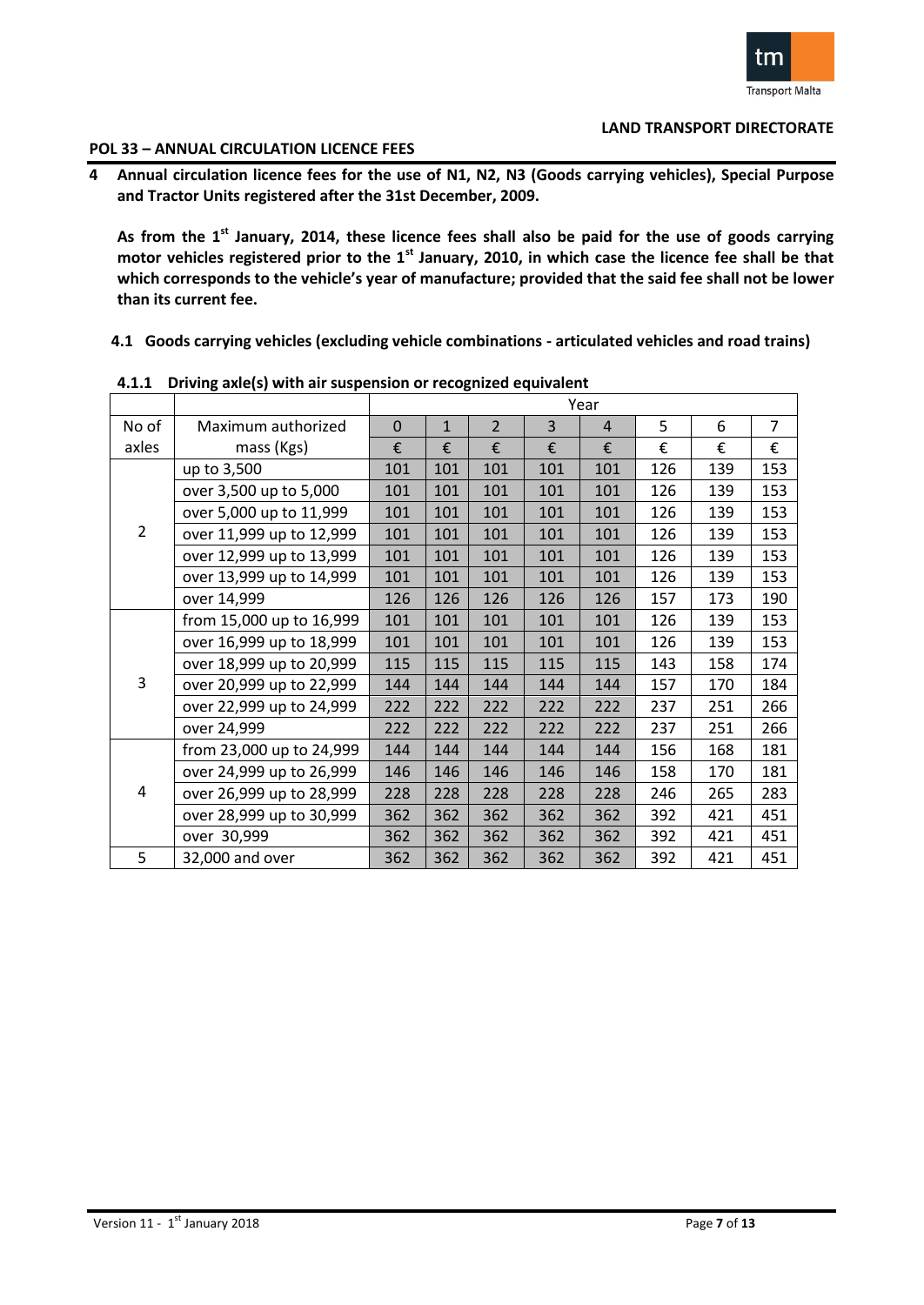**POL 33 – ANNUAL CIRCULATION LICENCE FEES**

## 4 Annual circulation licence fees for the use of N1, N2, N3 (Goods carrying vehicles), Special Purpose and Tractor Units registered after the 31st December, 2009.

**As from the 1st January, 2014, these licence fees shall also be paid for the use of goods carrying motor vehicles registered prior to the 1st January, 2010, in which case the licence fee shall be that which corresponds to the vehicle's year of manufacture; provided that the said fee shall not be lower than its current fee.**

### 4.1 Goods carrying vehicles (excluding vehicle combinations - articulated vehicles and road trains)

#### 4.1.1 Driving axle(s) with air suspension or recognized equivalent

| | | Year | | | | | | | |
|---|---|---|---|---|---|---|---|---|---|
| No of axles | Maximum authorized mass (Kgs) | 0 | 1 | 2 | 3 | 4 | 5 | 6 | 7 |
| | | € | € | € | € | € | € | € | € |
| 2 | up to 3,500 | 101 | 101 | 101 | 101 | 101 | 126 | 139 | 153 |
| | over 3,500 up to 5,000 | 101 | 101 | 101 | 101 | 101 | 126 | 139 | 153 |
| | over 5,000 up to 11,999 | 101 | 101 | 101 | 101 | 101 | 126 | 139 | 153 |
| | over 11,999 up to 12,999 | 101 | 101 | 101 | 101 | 101 | 126 | 139 | 153 |
| | over 12,999 up to 13,999 | 101 | 101 | 101 | 101 | 101 | 126 | 139 | 153 |
| | over 13,999 up to 14,999 | 101 | 101 | 101 | 101 | 101 | 126 | 139 | 153 |
| | over 14,999 | 126 | 126 | 126 | 126 | 126 | 157 | 173 | 190 |
| 3 | from 15,000 up to 16,999 | 101 | 101 | 101 | 101 | 101 | 126 | 139 | 153 |
| | over 16,999 up to 18,999 | 101 | 101 | 101 | 101 | 101 | 126 | 139 | 153 |
| | over 18,999 up to 20,999 | 115 | 115 | 115 | 115 | 115 | 143 | 158 | 174 |
| | over 20,999 up to 22,999 | 144 | 144 | 144 | 144 | 144 | 157 | 170 | 184 |
| | over 22,999 up to 24,999 | 222 | 222 | 222 | 222 | 222 | 237 | 251 | 266 |
| | over 24,999 | 222 | 222 | 222 | 222 | 222 | 237 | 251 | 266 |
| 4 | from 23,000 up to 24,999 | 144 | 144 | 144 | 144 | 144 | 156 | 168 | 181 |
| | over 24,999 up to 26,999 | 146 | 146 | 146 | 146 | 146 | 158 | 170 | 181 |
| | over 26,999 up to 28,999 | 228 | 228 | 228 | 228 | 228 | 246 | 265 | 283 |
| | over 28,999 up to 30,999 | 362 | 362 | 362 | 362 | 362 | 392 | 421 | 451 |
| | over 30,999 | 362 | 362 | 362 | 362 | 362 | 392 | 421 | 451 |
| 5 | 32,000 and over | 362 | 362 | 362 | 362 | 362 | 392 | 421 | 451 |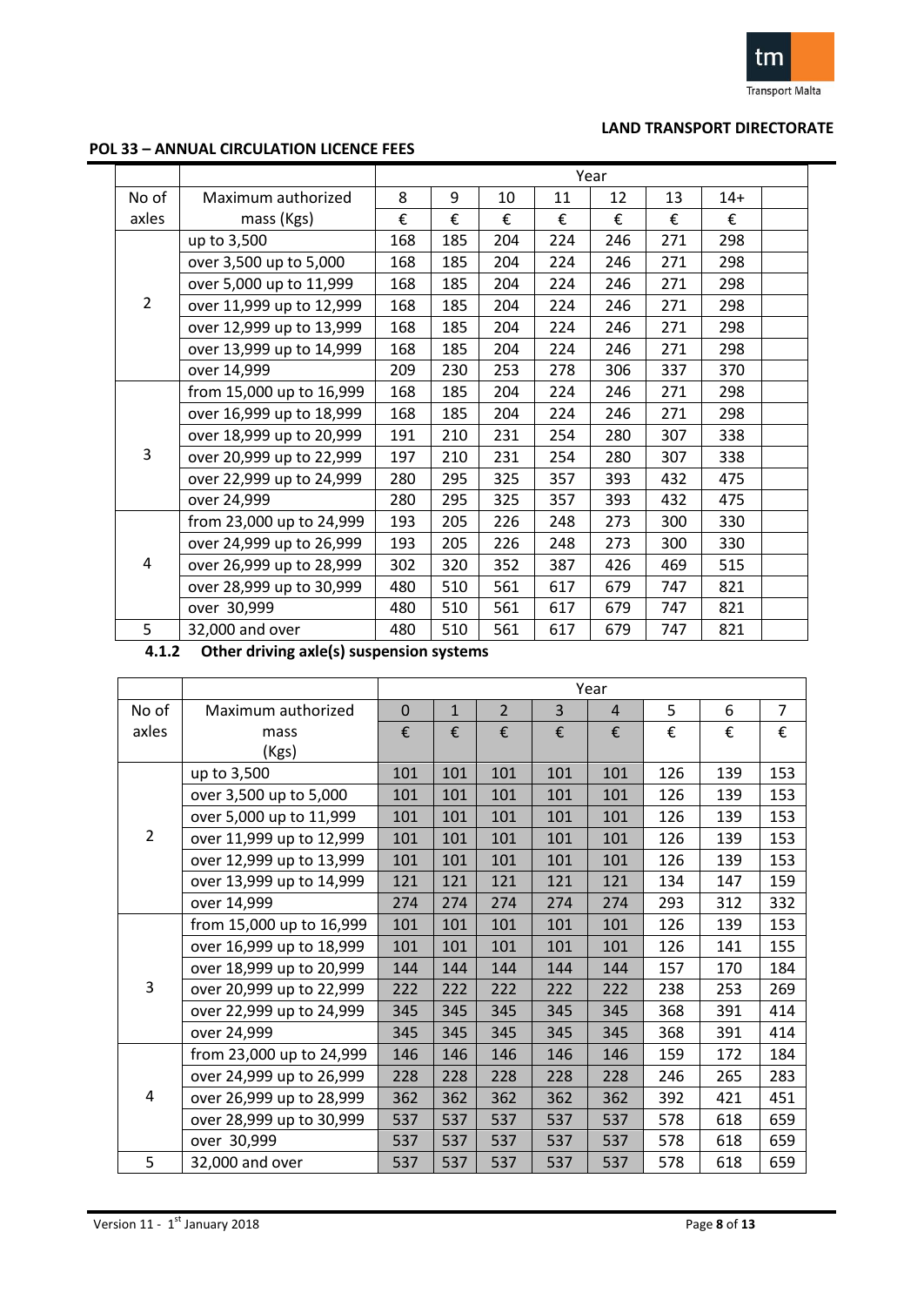LAND TRANSPORT DIRECTORATE

**POL 33 – ANNUAL CIRCULATION LICENCE FEES**

| | | Year | | | | | | | |
|---|---|---|---|---|---|---|---|---|---|
| No of axles | Maximum authorized mass (Kgs) | 8 | 9 | 10 | 11 | 12 | 13 | 14+ | |
| | | € | € | € | € | € | € | € | |
| 2 | up to 3,500 | 168 | 185 | 204 | 224 | 246 | 271 | 298 | |
| | over 3,500 up to 5,000 | 168 | 185 | 204 | 224 | 246 | 271 | 298 | |
| | over 5,000 up to 11,999 | 168 | 185 | 204 | 224 | 246 | 271 | 298 | |
| | over 11,999 up to 12,999 | 168 | 185 | 204 | 224 | 246 | 271 | 298 | |
| | over 12,999 up to 13,999 | 168 | 185 | 204 | 224 | 246 | 271 | 298 | |
| | over 13,999 up to 14,999 | 168 | 185 | 204 | 224 | 246 | 271 | 298 | |
| | over 14,999 | 209 | 230 | 253 | 278 | 306 | 337 | 370 | |
| 3 | from 15,000 up to 16,999 | 168 | 185 | 204 | 224 | 246 | 271 | 298 | |
| | over 16,999 up to 18,999 | 168 | 185 | 204 | 224 | 246 | 271 | 298 | |
| | over 18,999 up to 20,999 | 191 | 210 | 231 | 254 | 280 | 307 | 338 | |
| | over 20,999 up to 22,999 | 197 | 210 | 231 | 254 | 280 | 307 | 338 | |
| | over 22,999 up to 24,999 | 280 | 295 | 325 | 357 | 393 | 432 | 475 | |
| | over 24,999 | 280 | 295 | 325 | 357 | 393 | 432 | 475 | |
| 4 | from 23,000 up to 24,999 | 193 | 205 | 226 | 248 | 273 | 300 | 330 | |
| | over 24,999 up to 26,999 | 193 | 205 | 226 | 248 | 273 | 300 | 330 | |
| | over 26,999 up to 28,999 | 302 | 320 | 352 | 387 | 426 | 469 | 515 | |
| | over 28,999 up to 30,999 | 480 | 510 | 561 | 617 | 679 | 747 | 821 | |
| | over 30,999 | 480 | 510 | 561 | 617 | 679 | 747 | 821 | |
| 5 | 32,000 and over | 480 | 510 | 561 | 617 | 679 | 747 | 821 | |

**4.1.2 Other driving axle(s) suspension systems**

| | | Year | | | | | | | |
|---|---|---|---|---|---|---|---|---|---|
| No of axles | Maximum authorized mass (Kgs) | 0 | 1 | 2 | 3 | 4 | 5 | 6 | 7 |
| | | € | € | € | € | € | € | € | € |
| 2 | up to 3,500 | 101 | 101 | 101 | 101 | 101 | 126 | 139 | 153 |
| | over 3,500 up to 5,000 | 101 | 101 | 101 | 101 | 101 | 126 | 139 | 153 |
| | over 5,000 up to 11,999 | 101 | 101 | 101 | 101 | 101 | 126 | 139 | 153 |
| | over 11,999 up to 12,999 | 101 | 101 | 101 | 101 | 101 | 126 | 139 | 153 |
| | over 12,999 up to 13,999 | 101 | 101 | 101 | 101 | 101 | 126 | 139 | 153 |
| | over 13,999 up to 14,999 | 121 | 121 | 121 | 121 | 121 | 134 | 147 | 159 |
| | over 14,999 | 274 | 274 | 274 | 274 | 274 | 293 | 312 | 332 |
| 3 | from 15,000 up to 16,999 | 101 | 101 | 101 | 101 | 101 | 126 | 139 | 153 |
| | over 16,999 up to 18,999 | 101 | 101 | 101 | 101 | 101 | 126 | 141 | 155 |
| | over 18,999 up to 20,999 | 144 | 144 | 144 | 144 | 144 | 157 | 170 | 184 |
| | over 20,999 up to 22,999 | 222 | 222 | 222 | 222 | 222 | 238 | 253 | 269 |
| | over 22,999 up to 24,999 | 345 | 345 | 345 | 345 | 345 | 368 | 391 | 414 |
| | over 24,999 | 345 | 345 | 345 | 345 | 345 | 368 | 391 | 414 |
| 4 | from 23,000 up to 24,999 | 146 | 146 | 146 | 146 | 146 | 159 | 172 | 184 |
| | over 24,999 up to 26,999 | 228 | 228 | 228 | 228 | 228 | 246 | 265 | 283 |
| | over 26,999 up to 28,999 | 362 | 362 | 362 | 362 | 362 | 392 | 421 | 451 |
| | over 28,999 up to 30,999 | 537 | 537 | 537 | 537 | 537 | 578 | 618 | 659 |
| | over 30,999 | 537 | 537 | 537 | 537 | 537 | 578 | 618 | 659 |
| 5 | 32,000 and over | 537 | 537 | 537 | 537 | 537 | 578 | 618 | 659 |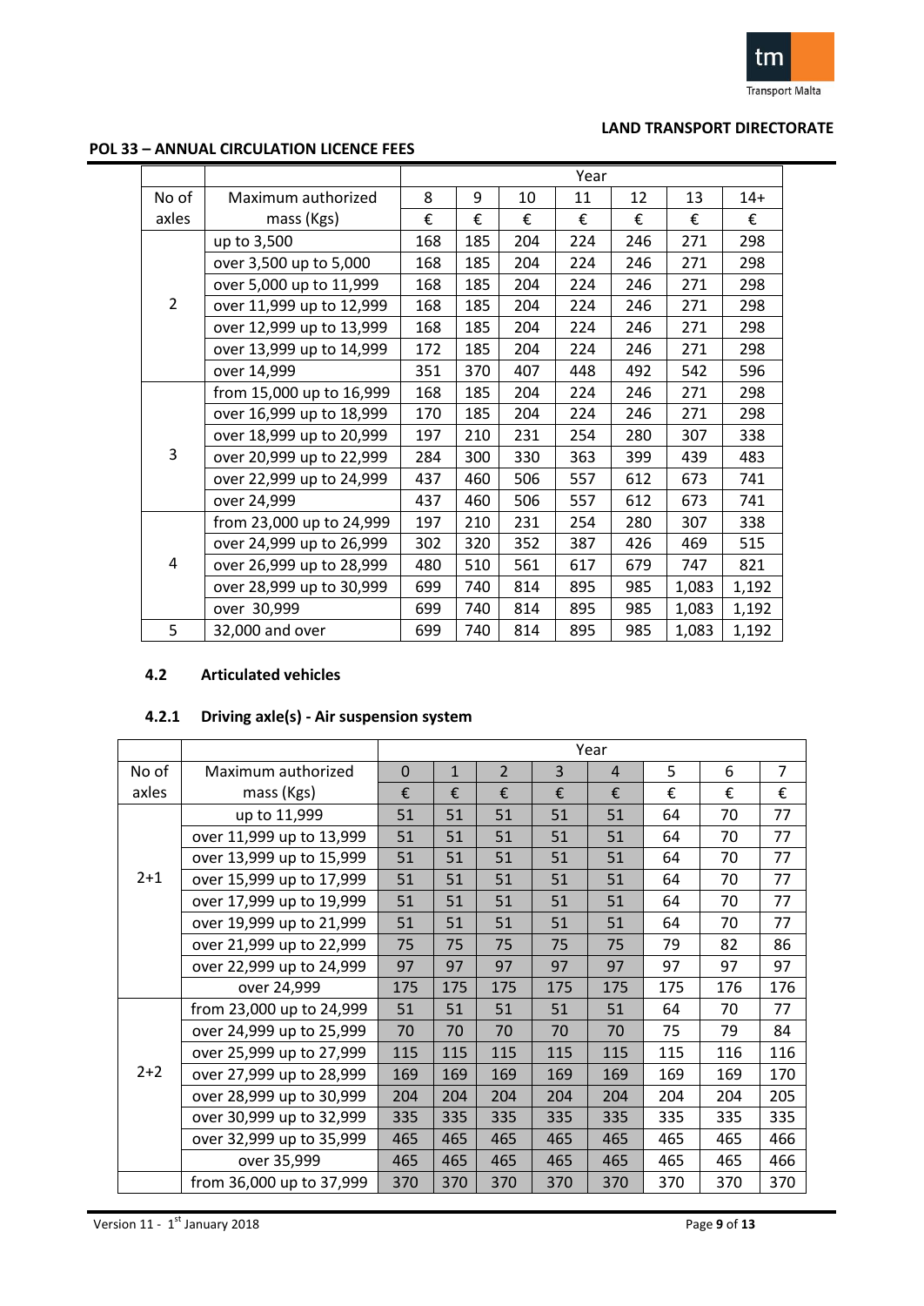**LAND TRANSPORT DIRECTORATE**

**POL 33 – ANNUAL CIRCULATION LICENCE FEES**

| No of axles | Maximum authorized mass (Kgs) | Year | | | | | | |
|---|---|---|---|---|---|---|---|---|
| | | 8 | 9 | 10 | 11 | 12 | 13 | 14+ |
| | | € | € | € | € | € | € | € |
| 2 | up to 3,500 | 168 | 185 | 204 | 224 | 246 | 271 | 298 |
| | over 3,500 up to 5,000 | 168 | 185 | 204 | 224 | 246 | 271 | 298 |
| | over 5,000 up to 11,999 | 168 | 185 | 204 | 224 | 246 | 271 | 298 |
| | over 11,999 up to 12,999 | 168 | 185 | 204 | 224 | 246 | 271 | 298 |
| | over 12,999 up to 13,999 | 168 | 185 | 204 | 224 | 246 | 271 | 298 |
| | over 13,999 up to 14,999 | 172 | 185 | 204 | 224 | 246 | 271 | 298 |
| | over 14,999 | 351 | 370 | 407 | 448 | 492 | 542 | 596 |
| 3 | from 15,000 up to 16,999 | 168 | 185 | 204 | 224 | 246 | 271 | 298 |
| | over 16,999 up to 18,999 | 170 | 185 | 204 | 224 | 246 | 271 | 298 |
| | over 18,999 up to 20,999 | 197 | 210 | 231 | 254 | 280 | 307 | 338 |
| | over 20,999 up to 22,999 | 284 | 300 | 330 | 363 | 399 | 439 | 483 |
| | over 22,999 up to 24,999 | 437 | 460 | 506 | 557 | 612 | 673 | 741 |
| | over 24,999 | 437 | 460 | 506 | 557 | 612 | 673 | 741 |
| 4 | from 23,000 up to 24,999 | 197 | 210 | 231 | 254 | 280 | 307 | 338 |
| | over 24,999 up to 26,999 | 302 | 320 | 352 | 387 | 426 | 469 | 515 |
| | over 26,999 up to 28,999 | 480 | 510 | 561 | 617 | 679 | 747 | 821 |
| | over 28,999 up to 30,999 | 699 | 740 | 814 | 895 | 985 | 1,083 | 1,192 |
| | over 30,999 | 699 | 740 | 814 | 895 | 985 | 1,083 | 1,192 |
| 5 | 32,000 and over | 699 | 740 | 814 | 895 | 985 | 1,083 | 1,192 |

### 4.2 Articulated vehicles

#### 4.2.1 Driving axle(s) - Air suspension system

| No of axles | Maximum authorized mass (Kgs) | Year | | | | | | | |
|---|---|---|---|---|---|---|---|---|---|
| | | 0 | 1 | 2 | 3 | 4 | 5 | 6 | 7 |
| | | € | € | € | € | € | € | € | € |
| 2+1 | up to 11,999 | 51 | 51 | 51 | 51 | 51 | 64 | 70 | 77 |
| | over 11,999 up to 13,999 | 51 | 51 | 51 | 51 | 51 | 64 | 70 | 77 |
| | over 13,999 up to 15,999 | 51 | 51 | 51 | 51 | 51 | 64 | 70 | 77 |
| | over 15,999 up to 17,999 | 51 | 51 | 51 | 51 | 51 | 64 | 70 | 77 |
| | over 17,999 up to 19,999 | 51 | 51 | 51 | 51 | 51 | 64 | 70 | 77 |
| | over 19,999 up to 21,999 | 51 | 51 | 51 | 51 | 51 | 64 | 70 | 77 |
| | over 21,999 up to 22,999 | 75 | 75 | 75 | 75 | 75 | 79 | 82 | 86 |
| | over 22,999 up to 24,999 | 97 | 97 | 97 | 97 | 97 | 97 | 97 | 97 |
| | over 24,999 | 175 | 175 | 175 | 175 | 175 | 175 | 176 | 176 |
| 2+2 | from 23,000 up to 24,999 | 51 | 51 | 51 | 51 | 51 | 64 | 70 | 77 |
| | over 24,999 up to 25,999 | 70 | 70 | 70 | 70 | 70 | 75 | 79 | 84 |
| | over 25,999 up to 27,999 | 115 | 115 | 115 | 115 | 115 | 115 | 116 | 116 |
| | over 27,999 up to 28,999 | 169 | 169 | 169 | 169 | 169 | 169 | 169 | 170 |
| | over 28,999 up to 30,999 | 204 | 204 | 204 | 204 | 204 | 204 | 204 | 205 |
| | over 30,999 up to 32,999 | 335 | 335 | 335 | 335 | 335 | 335 | 335 | 335 |
| | over 32,999 up to 35,999 | 465 | 465 | 465 | 465 | 465 | 465 | 465 | 466 |
| | over 35,999 | 465 | 465 | 465 | 465 | 465 | 465 | 465 | 466 |
| | from 36,000 up to 37,999 | 370 | 370 | 370 | 370 | 370 | 370 | 370 | 370 |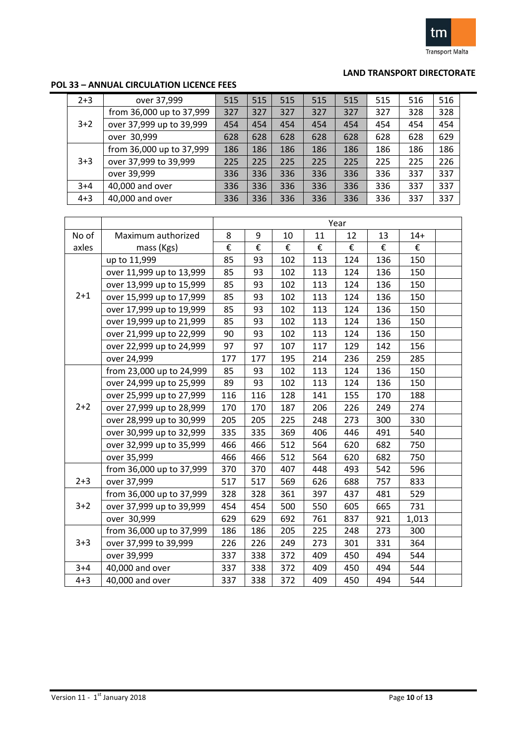**LAND TRANSPORT DIRECTORATE**

**POL 33 – ANNUAL CIRCULATION LICENCE FEES**

| | | | | | | | | |
|---|---|---|---|---|---|---|---|---|
| 2+3 | over 37,999 | 515 | 515 | 515 | 515 | 515 | 515 | 516 | 516 |
| 3+2 | from 36,000 up to 37,999 | 327 | 327 | 327 | 327 | 327 | 327 | 328 | 328 |
| | over 37,999 up to 39,999 | 454 | 454 | 454 | 454 | 454 | 454 | 454 | 454 |
| | over 30,999 | 628 | 628 | 628 | 628 | 628 | 628 | 628 | 629 |
| 3+3 | from 36,000 up to 37,999 | 186 | 186 | 186 | 186 | 186 | 186 | 186 | 186 |
| | over 37,999 to 39,999 | 225 | 225 | 225 | 225 | 225 | 225 | 225 | 226 |
| | over 39,999 | 336 | 336 | 336 | 336 | 336 | 336 | 337 | 337 |
| 3+4 | 40,000 and over | 336 | 336 | 336 | 336 | 336 | 336 | 337 | 337 |
| 4+3 | 40,000 and over | 336 | 336 | 336 | 336 | 336 | 336 | 337 | 337 |

| | | Year | | | | | | | |
|---|---|---|---|---|---|---|---|---|---|
| No of axles | Maximum authorized mass (Kgs) | 8 | 9 | 10 | 11 | 12 | 13 | 14+ | |
| | | € | € | € | € | € | € | € | |
| 2+1 | up to 11,999 | 85 | 93 | 102 | 113 | 124 | 136 | 150 | |
| | over 11,999 up to 13,999 | 85 | 93 | 102 | 113 | 124 | 136 | 150 | |
| | over 13,999 up to 15,999 | 85 | 93 | 102 | 113 | 124 | 136 | 150 | |
| | over 15,999 up to 17,999 | 85 | 93 | 102 | 113 | 124 | 136 | 150 | |
| | over 17,999 up to 19,999 | 85 | 93 | 102 | 113 | 124 | 136 | 150 | |
| | over 19,999 up to 21,999 | 85 | 93 | 102 | 113 | 124 | 136 | 150 | |
| | over 21,999 up to 22,999 | 90 | 93 | 102 | 113 | 124 | 136 | 150 | |
| | over 22,999 up to 24,999 | 97 | 97 | 107 | 117 | 129 | 142 | 156 | |
| | over 24,999 | 177 | 177 | 195 | 214 | 236 | 259 | 285 | |
| 2+2 | from 23,000 up to 24,999 | 85 | 93 | 102 | 113 | 124 | 136 | 150 | |
| | over 24,999 up to 25,999 | 89 | 93 | 102 | 113 | 124 | 136 | 150 | |
| | over 25,999 up to 27,999 | 116 | 116 | 128 | 141 | 155 | 170 | 188 | |
| | over 27,999 up to 28,999 | 170 | 170 | 187 | 206 | 226 | 249 | 274 | |
| | over 28,999 up to 30,999 | 205 | 205 | 225 | 248 | 273 | 300 | 330 | |
| | over 30,999 up to 32,999 | 335 | 335 | 369 | 406 | 446 | 491 | 540 | |
| | over 32,999 up to 35,999 | 466 | 466 | 512 | 564 | 620 | 682 | 750 | |
| | over 35,999 | 466 | 466 | 512 | 564 | 620 | 682 | 750 | |
| 2+3 | from 36,000 up to 37,999 | 370 | 370 | 407 | 448 | 493 | 542 | 596 | |
| | over 37,999 | 517 | 517 | 569 | 626 | 688 | 757 | 833 | |
| 3+2 | from 36,000 up to 37,999 | 328 | 328 | 361 | 397 | 437 | 481 | 529 | |
| | over 37,999 up to 39,999 | 454 | 454 | 500 | 550 | 605 | 665 | 731 | |
| | over 30,999 | 629 | 629 | 692 | 761 | 837 | 921 | 1,013 | |
| 3+3 | from 36,000 up to 37,999 | 186 | 186 | 205 | 225 | 248 | 273 | 300 | |
| | over 37,999 to 39,999 | 226 | 226 | 249 | 273 | 301 | 331 | 364 | |
| | over 39,999 | 337 | 338 | 372 | 409 | 450 | 494 | 544 | |
| 3+4 | 40,000 and over | 337 | 338 | 372 | 409 | 450 | 494 | 544 | |
| 4+3 | 40,000 and over | 337 | 338 | 372 | 409 | 450 | 494 | 544 | |

Version 11 - 1st January 2018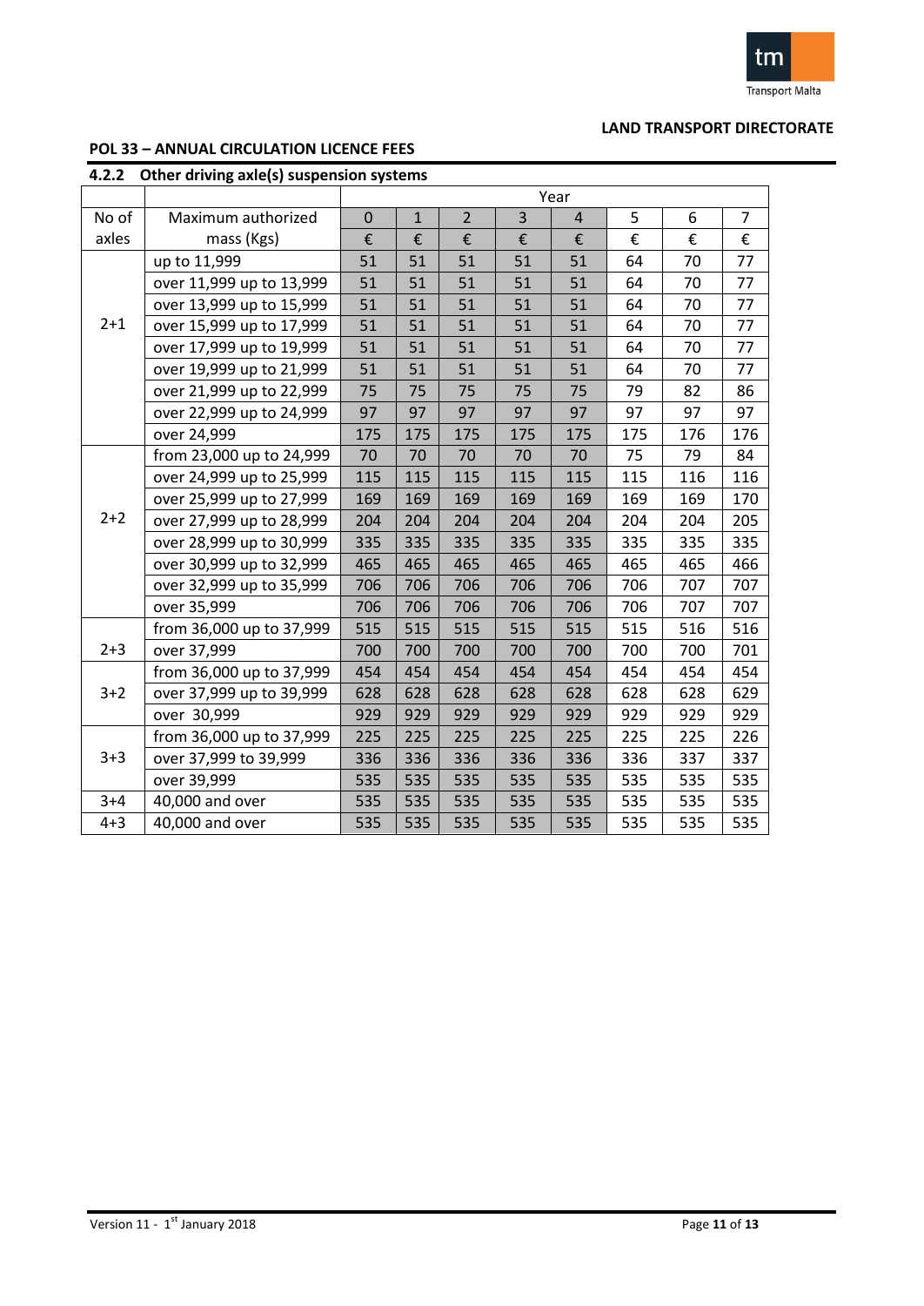**LAND TRANSPORT DIRECTORATE**

**POL 33 – ANNUAL CIRCULATION LICENCE FEES**

### 4.2.2 Other driving axle(s) suspension systems

| | | Year | | | | | | | |
|---|---|---|---|---|---|---|---|---|---|
| No of axles | Maximum authorized mass (Kgs) | 0 | 1 | 2 | 3 | 4 | 5 | 6 | 7 |
| | | € | € | € | € | € | € | € | € |
| 2+1 | up to 11,999 | 51 | 51 | 51 | 51 | 51 | 64 | 70 | 77 |
| | over 11,999 up to 13,999 | 51 | 51 | 51 | 51 | 51 | 64 | 70 | 77 |
| | over 13,999 up to 15,999 | 51 | 51 | 51 | 51 | 51 | 64 | 70 | 77 |
| | over 15,999 up to 17,999 | 51 | 51 | 51 | 51 | 51 | 64 | 70 | 77 |
| | over 17,999 up to 19,999 | 51 | 51 | 51 | 51 | 51 | 64 | 70 | 77 |
| | over 19,999 up to 21,999 | 51 | 51 | 51 | 51 | 51 | 64 | 70 | 77 |
| | over 21,999 up to 22,999 | 75 | 75 | 75 | 75 | 75 | 79 | 82 | 86 |
| | over 22,999 up to 24,999 | 97 | 97 | 97 | 97 | 97 | 97 | 97 | 97 |
| | over 24,999 | 175 | 175 | 175 | 175 | 175 | 175 | 176 | 176 |
| 2+2 | from 23,000 up to 24,999 | 70 | 70 | 70 | 70 | 70 | 75 | 79 | 84 |
| | over 24,999 up to 25,999 | 115 | 115 | 115 | 115 | 115 | 115 | 116 | 116 |
| | over 25,999 up to 27,999 | 169 | 169 | 169 | 169 | 169 | 169 | 169 | 170 |
| | over 27,999 up to 28,999 | 204 | 204 | 204 | 204 | 204 | 204 | 204 | 205 |
| | over 28,999 up to 30,999 | 335 | 335 | 335 | 335 | 335 | 335 | 335 | 335 |
| | over 30,999 up to 32,999 | 465 | 465 | 465 | 465 | 465 | 465 | 465 | 466 |
| | over 32,999 up to 35,999 | 706 | 706 | 706 | 706 | 706 | 706 | 707 | 707 |
| | over 35,999 | 706 | 706 | 706 | 706 | 706 | 706 | 707 | 707 |
| 2+3 | from 36,000 up to 37,999 | 515 | 515 | 515 | 515 | 515 | 515 | 516 | 516 |
| | over 37,999 | 700 | 700 | 700 | 700 | 700 | 700 | 700 | 701 |
| 3+2 | from 36,000 up to 37,999 | 454 | 454 | 454 | 454 | 454 | 454 | 454 | 454 |
| | over 37,999 up to 39,999 | 628 | 628 | 628 | 628 | 628 | 628 | 628 | 629 |
| | over 30,999 | 929 | 929 | 929 | 929 | 929 | 929 | 929 | 929 |
| 3+3 | from 36,000 up to 37,999 | 225 | 225 | 225 | 225 | 225 | 225 | 225 | 226 |
| | over 37,999 to 39,999 | 336 | 336 | 336 | 336 | 336 | 336 | 337 | 337 |
| | over 39,999 | 535 | 535 | 535 | 535 | 535 | 535 | 535 | 535 |
| 3+4 | 40,000 and over | 535 | 535 | 535 | 535 | 535 | 535 | 535 | 535 |
| 4+3 | 40,000 and over | 535 | 535 | 535 | 535 | 535 | 535 | 535 | 535 |

Version 11 - 1st January 2018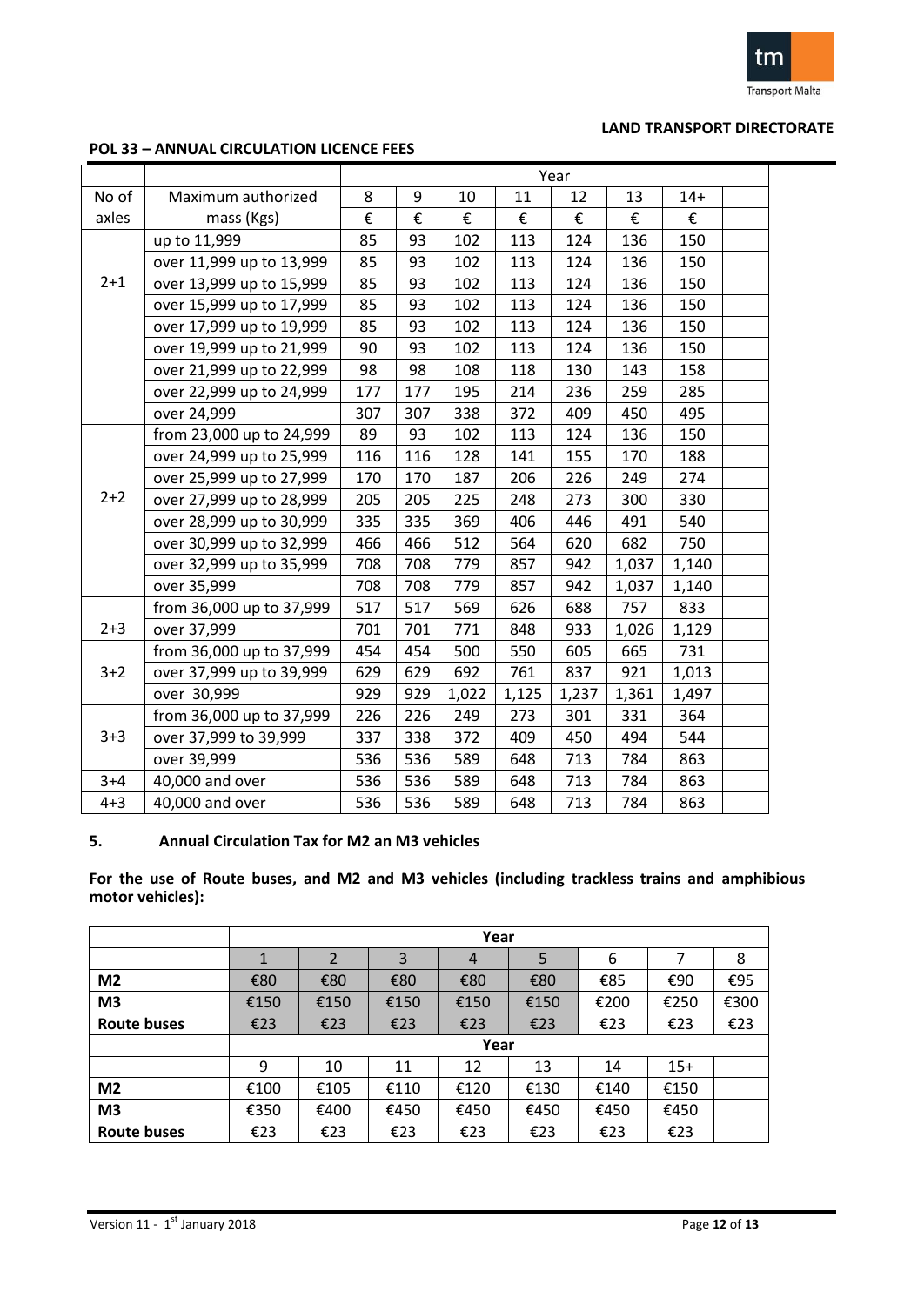LAND TRANSPORT DIRECTORATE

**POL 33 – ANNUAL CIRCULATION LICENCE FEES**

| No of axles | Maximum authorized mass (Kgs) | Year 8 € | 9 € | 10 € | 11 € | 12 € | 13 € | 14+ € | |
|---|---|---|---|---|---|---|---|---|---|
| 2+1 | up to 11,999 | 85 | 93 | 102 | 113 | 124 | 136 | 150 | |
| | over 11,999 up to 13,999 | 85 | 93 | 102 | 113 | 124 | 136 | 150 | |
| | over 13,999 up to 15,999 | 85 | 93 | 102 | 113 | 124 | 136 | 150 | |
| | over 15,999 up to 17,999 | 85 | 93 | 102 | 113 | 124 | 136 | 150 | |
| | over 17,999 up to 19,999 | 85 | 93 | 102 | 113 | 124 | 136 | 150 | |
| | over 19,999 up to 21,999 | 90 | 93 | 102 | 113 | 124 | 136 | 150 | |
| | over 21,999 up to 22,999 | 98 | 98 | 108 | 118 | 130 | 143 | 158 | |
| | over 22,999 up to 24,999 | 177 | 177 | 195 | 214 | 236 | 259 | 285 | |
| | over 24,999 | 307 | 307 | 338 | 372 | 409 | 450 | 495 | |
| 2+2 | from 23,000 up to 24,999 | 89 | 93 | 102 | 113 | 124 | 136 | 150 | |
| | over 24,999 up to 25,999 | 116 | 116 | 128 | 141 | 155 | 170 | 188 | |
| | over 25,999 up to 27,999 | 170 | 170 | 187 | 206 | 226 | 249 | 274 | |
| | over 27,999 up to 28,999 | 205 | 205 | 225 | 248 | 273 | 300 | 330 | |
| | over 28,999 up to 30,999 | 335 | 335 | 369 | 406 | 446 | 491 | 540 | |
| | over 30,999 up to 32,999 | 466 | 466 | 512 | 564 | 620 | 682 | 750 | |
| | over 32,999 up to 35,999 | 708 | 708 | 779 | 857 | 942 | 1,037 | 1,140 | |
| | over 35,999 | 708 | 708 | 779 | 857 | 942 | 1,037 | 1,140 | |
| 2+3 | from 36,000 up to 37,999 | 517 | 517 | 569 | 626 | 688 | 757 | 833 | |
| | over 37,999 | 701 | 701 | 771 | 848 | 933 | 1,026 | 1,129 | |
| 3+2 | from 36,000 up to 37,999 | 454 | 454 | 500 | 550 | 605 | 665 | 731 | |
| | over 37,999 up to 39,999 | 629 | 629 | 692 | 761 | 837 | 921 | 1,013 | |
| | over 30,999 | 929 | 929 | 1,022 | 1,125 | 1,237 | 1,361 | 1,497 | |
| 3+3 | from 36,000 up to 37,999 | 226 | 226 | 249 | 273 | 301 | 331 | 364 | |
| | over 37,999 to 39,999 | 337 | 338 | 372 | 409 | 450 | 494 | 544 | |
| | over 39,999 | 536 | 536 | 589 | 648 | 713 | 784 | 863 | |
| 3+4 | 40,000 and over | 536 | 536 | 589 | 648 | 713 | 784 | 863 | |
| 4+3 | 40,000 and over | 536 | 536 | 589 | 648 | 713 | 784 | 863 | |

**5. Annual Circulation Tax for M2 an M3 vehicles**

**For the use of Route buses, and M2 and M3 vehicles (including trackless trains and amphibious motor vehicles):**

| | Year 1 | 2 | 3 | 4 | 5 | 6 | 7 | 8 |
|---|---|---|---|---|---|---|---|---|
| **M2** | €80 | €80 | €80 | €80 | €80 | €85 | €90 | €95 |
| **M3** | €150 | €150 | €150 | €150 | €150 | €200 | €250 | €300 |
| **Route buses** | €23 | €23 | €23 | €23 | €23 | €23 | €23 | €23 |
| | **Year** | | | | | | | |
| | 9 | 10 | 11 | 12 | 13 | 14 | 15+ | |
| **M2** | €100 | €105 | €110 | €120 | €130 | €140 | €150 | |
| **M3** | €350 | €400 | €450 | €450 | €450 | €450 | €450 | |
| **Route buses** | €23 | €23 | €23 | €23 | €23 | €23 | €23 | |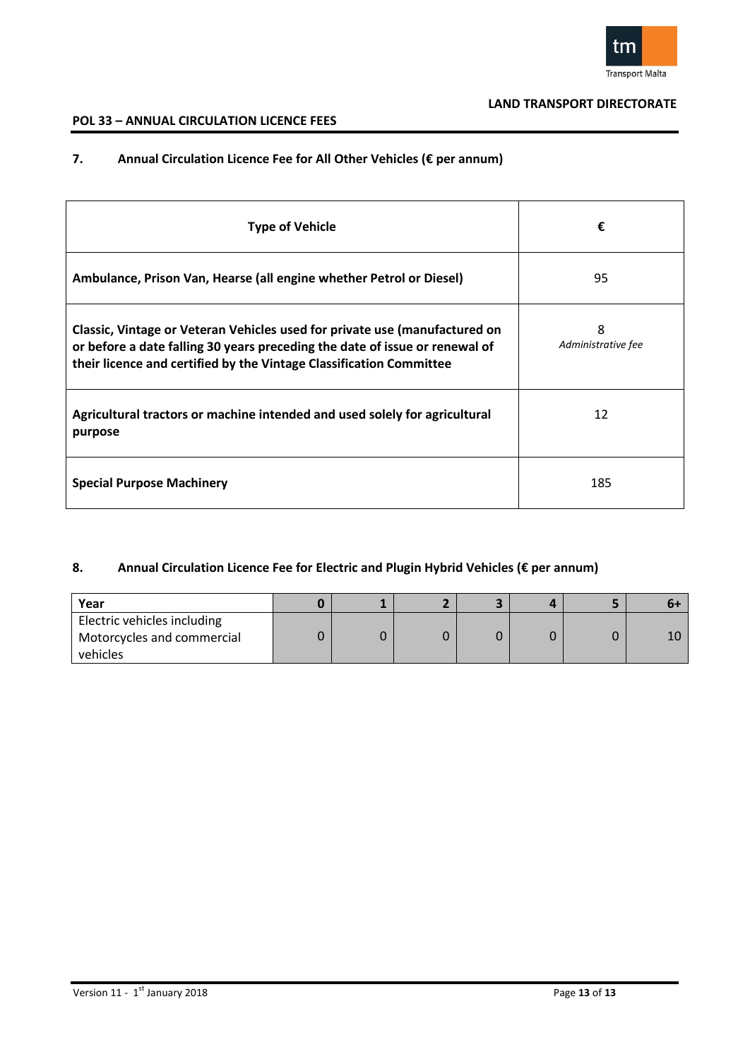## 7. Annual Circulation Licence Fee for All Other Vehicles (€ per annum)

| Type of Vehicle | € |
|---|---|
| **Ambulance, Prison Van, Hearse (all engine whether Petrol or Diesel)** | 95 |
| **Classic, Vintage or Veteran Vehicles used for private use (manufactured on or before a date falling 30 years preceding the date of issue or renewal of their licence and certified by the Vintage Classification Committee** | 8 *Administrative fee* |
| **Agricultural tractors or machine intended and used solely for agricultural purpose** | 12 |
| **Special Purpose Machinery** | 185 |

## 8. Annual Circulation Licence Fee for Electric and Plugin Hybrid Vehicles (€ per annum)

| Year | 0 | 1 | 2 | 3 | 4 | 5 | 6+ |
|---|---|---|---|---|---|---|---|
| Electric vehicles including Motorcycles and commercial vehicles | 0 | 0 | 0 | 0 | 0 | 0 | 10 |